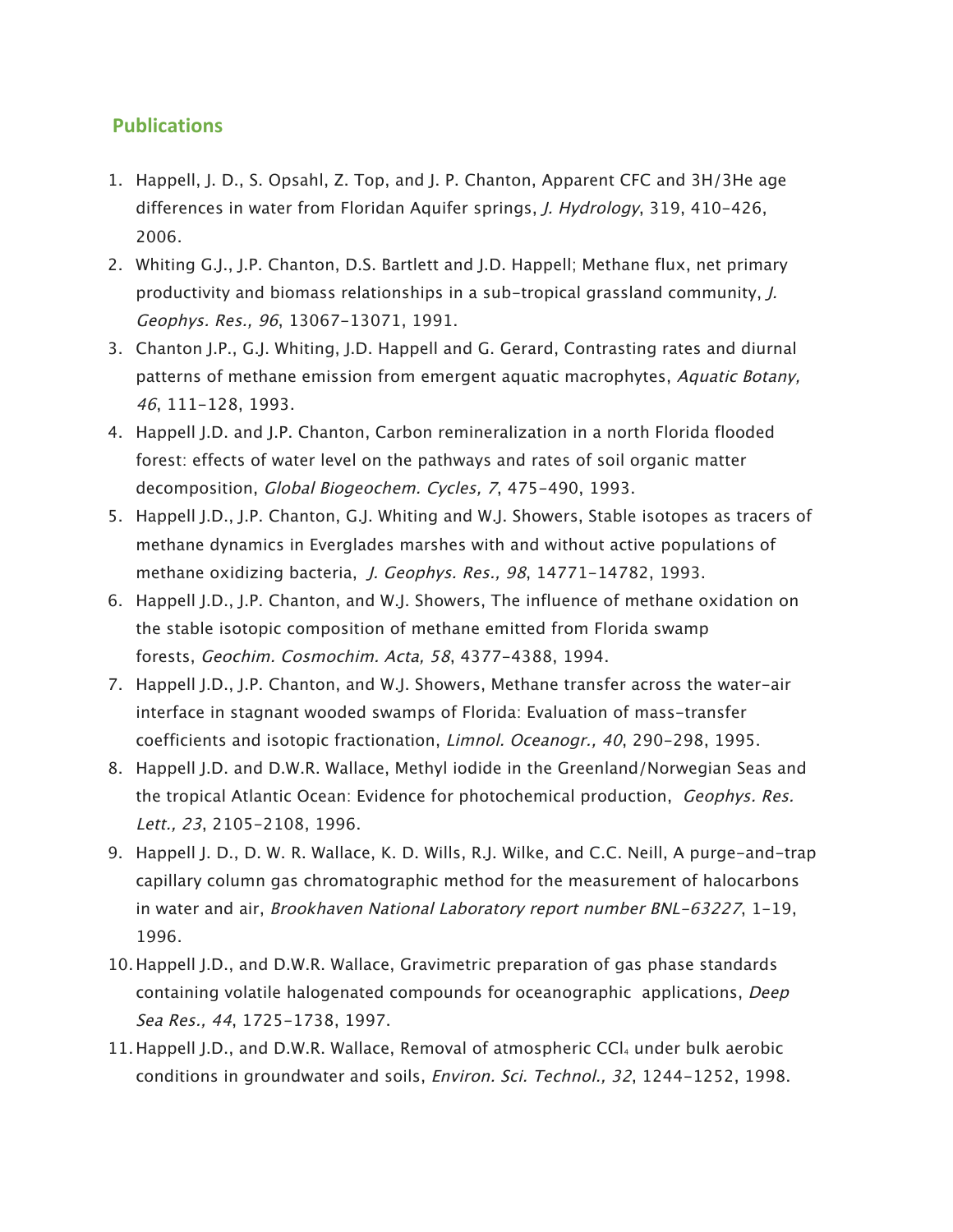## Publications

1. Happell, J. D., S. Opsahl, Z. Top, and J. P. Chanton, Apparent CFC and 3H/3He age differences in water from Floridan Aquifer springs, *J. Hydrology*, 319, 410-426, 2006.
2. Whiting G.J., J.P. Chanton, D.S. Bartlett and J.D. Happell; Methane flux, net primary productivity and biomass relationships in a sub-tropical grassland community, *J. Geophys. Res., 96*, 13067-13071, 1991.
3. Chanton J.P., G.J. Whiting, J.D. Happell and G. Gerard, Contrasting rates and diurnal patterns of methane emission from emergent aquatic macrophytes, *Aquatic Botany, 46*, 111-128, 1993.
4. Happell J.D. and J.P. Chanton, Carbon remineralization in a north Florida flooded forest: effects of water level on the pathways and rates of soil organic matter decomposition, *Global Biogeochem. Cycles, 7*, 475-490, 1993.
5. Happell J.D., J.P. Chanton, G.J. Whiting and W.J. Showers, Stable isotopes as tracers of methane dynamics in Everglades marshes with and without active populations of methane oxidizing bacteria, *J. Geophys. Res., 98*, 14771-14782, 1993.
6. Happell J.D., J.P. Chanton, and W.J. Showers, The influence of methane oxidation on the stable isotopic composition of methane emitted from Florida swamp forests, *Geochim. Cosmochim. Acta, 58*, 4377-4388, 1994.
7. Happell J.D., J.P. Chanton, and W.J. Showers, Methane transfer across the water-air interface in stagnant wooded swamps of Florida: Evaluation of mass-transfer coefficients and isotopic fractionation, *Limnol. Oceanogr., 40*, 290-298, 1995.
8. Happell J.D. and D.W.R. Wallace, Methyl iodide in the Greenland/Norwegian Seas and the tropical Atlantic Ocean: Evidence for photochemical production, *Geophys. Res. Lett., 23*, 2105-2108, 1996.
9. Happell J. D., D. W. R. Wallace, K. D. Wills, R.J. Wilke, and C.C. Neill, A purge-and-trap capillary column gas chromatographic method for the measurement of halocarbons in water and air, *Brookhaven National Laboratory report number BNL-63227*, 1-19, 1996.
10. Happell J.D., and D.W.R. Wallace, Gravimetric preparation of gas phase standards containing volatile halogenated compounds for oceanographic applications, *Deep Sea Res., 44*, 1725-1738, 1997.
11. Happell J.D., and D.W.R. Wallace, Removal of atmospheric $CCl_4$ under bulk aerobic conditions in groundwater and soils, *Environ. Sci. Technol., 32*, 1244-1252, 1998.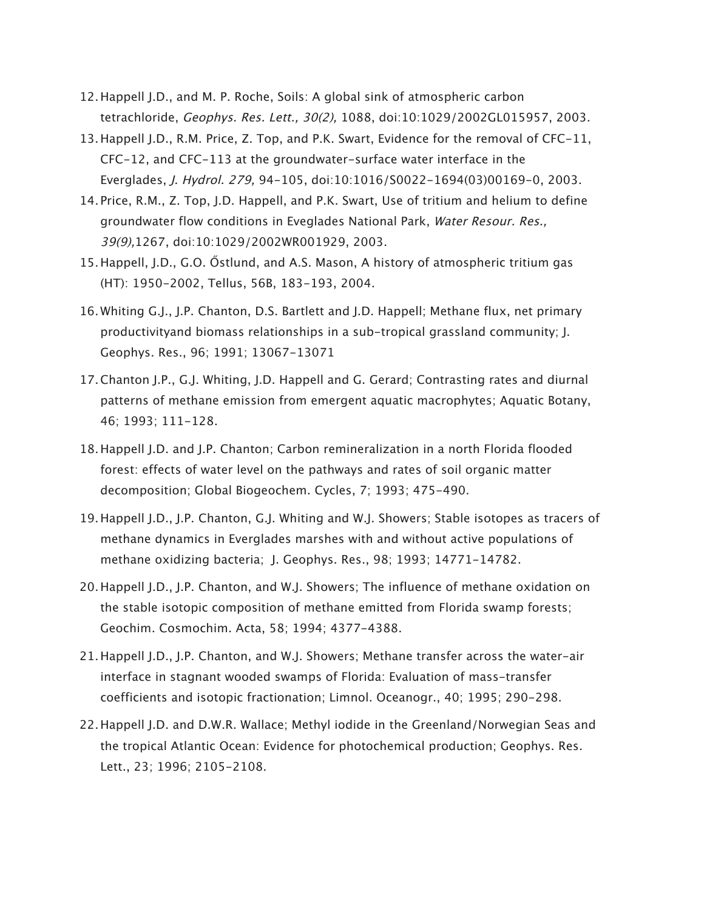12. Happell J.D., and M. P. Roche, Soils: A global sink of atmospheric carbon tetrachloride, *Geophys. Res. Lett., 30(2),* 1088, doi:10:1029/2002GL015957, 2003.
13. Happell J.D., R.M. Price, Z. Top, and P.K. Swart, Evidence for the removal of CFC-11, CFC-12, and CFC-113 at the groundwater-surface water interface in the Everglades, *J. Hydrol. 279,* 94-105, doi:10:1016/S0022-1694(03)00169-0, 2003.
14. Price, R.M., Z. Top, J.D. Happell, and P.K. Swart, Use of tritium and helium to define groundwater flow conditions in Eveglades National Park, *Water Resour. Res., 39(9),*1267, doi:10:1029/2002WR001929, 2003.
15. Happell, J.D., G.O. Őstlund, and A.S. Mason, A history of atmospheric tritium gas (HT): 1950-2002, Tellus, 56B, 183-193, 2004.
16. Whiting G.J., J.P. Chanton, D.S. Bartlett and J.D. Happell; Methane flux, net primary productivityand biomass relationships in a sub-tropical grassland community; J. Geophys. Res., 96; 1991; 13067-13071
17. Chanton J.P., G.J. Whiting, J.D. Happell and G. Gerard; Contrasting rates and diurnal patterns of methane emission from emergent aquatic macrophytes; Aquatic Botany, 46; 1993; 111-128.
18. Happell J.D. and J.P. Chanton; Carbon remineralization in a north Florida flooded forest: effects of water level on the pathways and rates of soil organic matter decomposition; Global Biogeochem. Cycles, 7; 1993; 475-490.
19. Happell J.D., J.P. Chanton, G.J. Whiting and W.J. Showers; Stable isotopes as tracers of methane dynamics in Everglades marshes with and without active populations of methane oxidizing bacteria; J. Geophys. Res., 98; 1993; 14771-14782.
20. Happell J.D., J.P. Chanton, and W.J. Showers; The influence of methane oxidation on the stable isotopic composition of methane emitted from Florida swamp forests; Geochim. Cosmochim. Acta, 58; 1994; 4377-4388.
21. Happell J.D., J.P. Chanton, and W.J. Showers; Methane transfer across the water-air interface in stagnant wooded swamps of Florida: Evaluation of mass-transfer coefficients and isotopic fractionation; Limnol. Oceanogr., 40; 1995; 290-298.
22. Happell J.D. and D.W.R. Wallace; Methyl iodide in the Greenland/Norwegian Seas and the tropical Atlantic Ocean: Evidence for photochemical production; Geophys. Res. Lett., 23; 1996; 2105-2108.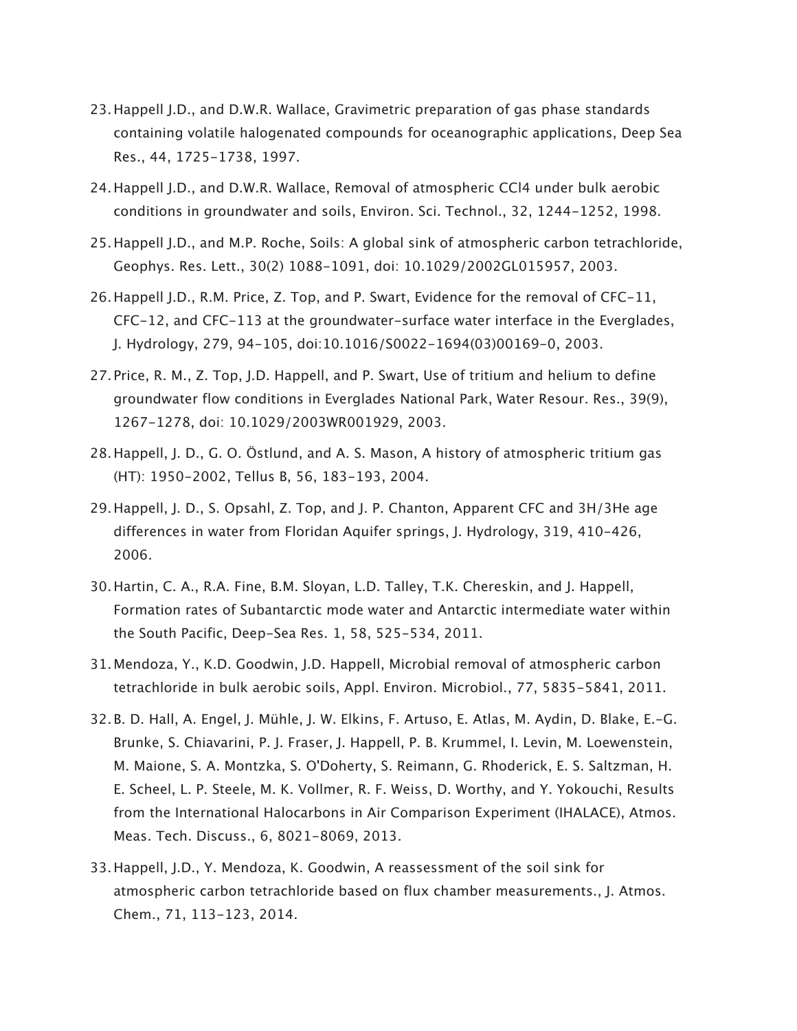23. Happell J.D., and D.W.R. Wallace, Gravimetric preparation of gas phase standards containing volatile halogenated compounds for oceanographic applications, Deep Sea Res., 44, 1725-1738, 1997.

24. Happell J.D., and D.W.R. Wallace, Removal of atmospheric $CCl_4$ under bulk aerobic conditions in groundwater and soils, Environ. Sci. Technol., 32, 1244-1252, 1998.

25. Happell J.D., and M.P. Roche, Soils: A global sink of atmospheric carbon tetrachloride, Geophys. Res. Lett., 30(2) 1088-1091, doi: 10.1029/2002GL015957, 2003.

26. Happell J.D., R.M. Price, Z. Top, and P. Swart, Evidence for the removal of CFC-11, CFC-12, and CFC-113 at the groundwater-surface water interface in the Everglades, J. Hydrology, 279, 94-105, doi:10.1016/S0022-1694(03)00169-0, 2003.

27. Price, R. M., Z. Top, J.D. Happell, and P. Swart, Use of tritium and helium to define groundwater flow conditions in Everglades National Park, Water Resour. Res., 39(9), 1267-1278, doi: 10.1029/2003WR001929, 2003.

28. Happell, J. D., G. O. Östlund, and A. S. Mason, A history of atmospheric tritium gas (HT): 1950-2002, Tellus B, 56, 183-193, 2004.

29. Happell, J. D., S. Opsahl, Z. Top, and J. P. Chanton, Apparent CFC and $^{3}H/^{3}He$ age differences in water from Floridan Aquifer springs, J. Hydrology, 319, 410-426, 2006.

30. Hartin, C. A., R.A. Fine, B.M. Sloyan, L.D. Talley, T.K. Chereskin, and J. Happell, Formation rates of Subantarctic mode water and Antarctic intermediate water within the South Pacific, Deep-Sea Res. 1, 58, 525-534, 2011.

31. Mendoza, Y., K.D. Goodwin, J.D. Happell, Microbial removal of atmospheric carbon tetrachloride in bulk aerobic soils, Appl. Environ. Microbiol., 77, 5835-5841, 2011.

32. B. D. Hall, A. Engel, J. Mühle, J. W. Elkins, F. Artuso, E. Atlas, M. Aydin, D. Blake, E.-G. Brunke, S. Chiavarini, P. J. Fraser, J. Happell, P. B. Krummel, I. Levin, M. Loewenstein, M. Maione, S. A. Montzka, S. O'Doherty, S. Reimann, G. Rhoderick, E. S. Saltzman, H. E. Scheel, L. P. Steele, M. K. Vollmer, R. F. Weiss, D. Worthy, and Y. Yokouchi, Results from the International Halocarbons in Air Comparison Experiment (IHALACE), Atmos. Meas. Tech. Discuss., 6, 8021-8069, 2013.

33. Happell, J.D., Y. Mendoza, K. Goodwin, A reassessment of the soil sink for atmospheric carbon tetrachloride based on flux chamber measurements., J. Atmos. Chem., 71, 113-123, 2014.